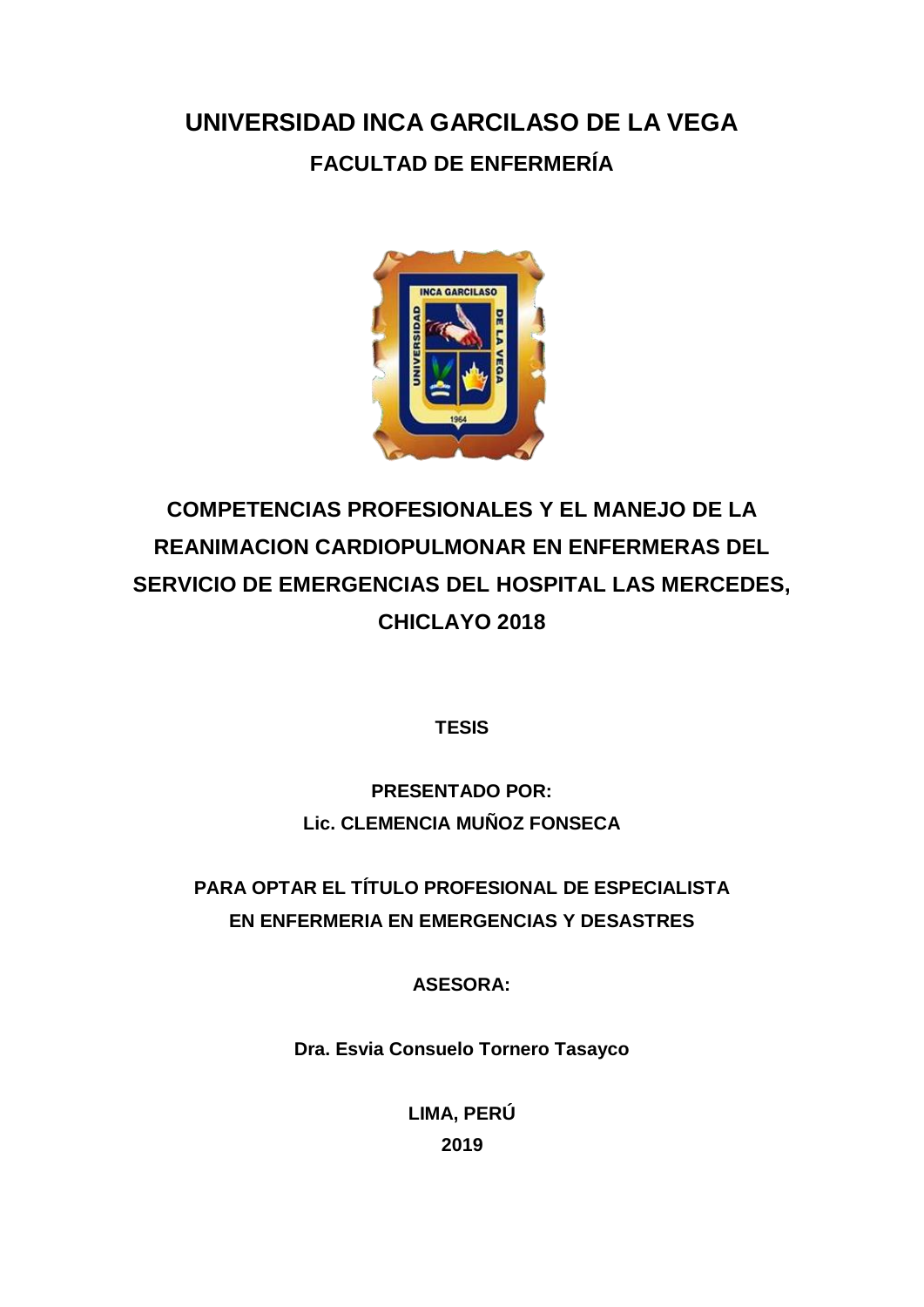# UNIVERSIDAD INCA GARCILASO DE LA VEGA

## FACULTAD DE ENFERMERÍA

## COMPETENCIAS PROFESIONALES Y EL MANEJO DE LA REANIMACION CARDIOPULMONAR EN ENFERMERAS DEL SERVICIO DE EMERGENCIAS DEL HOSPITAL LAS MERCEDES, CHICLAYO 2018

**TESIS**

**PRESENTADO POR:**

**Lic. CLEMENCIA MUÑOZ FONSECA**

**PARA OPTAR EL TÍTULO PROFESIONAL DE ESPECIALISTA EN ENFERMERIA EN EMERGENCIAS Y DESASTRES**

**ASESORA:**

**Dra. Esvia Consuelo Tornero Tasayco**

**LIMA, PERÚ**

**2019**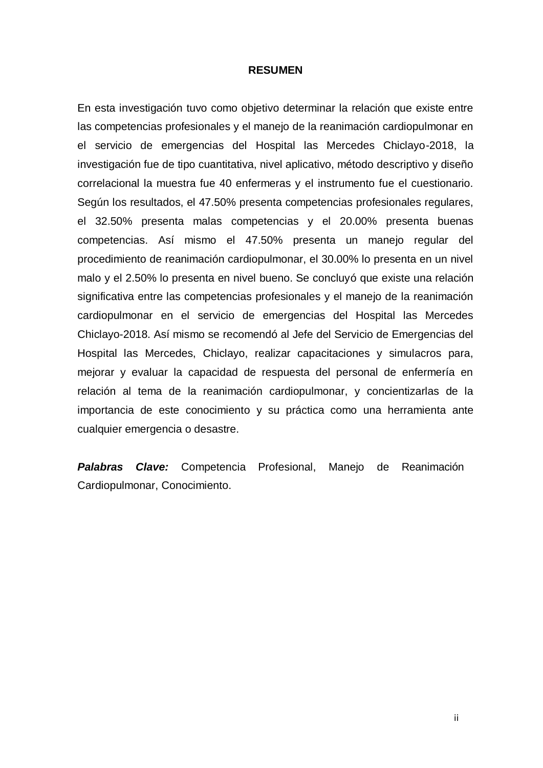# RESUMEN

En esta investigación tuvo como objetivo determinar la relación que existe entre las competencias profesionales y el manejo de la reanimación cardiopulmonar en el servicio de emergencias del Hospital las Mercedes Chiclayo-2018, la investigación fue de tipo cuantitativa, nivel aplicativo, método descriptivo y diseño correlacional la muestra fue 40 enfermeras y el instrumento fue el cuestionario. Según los resultados, el 47.50% presenta competencias profesionales regulares, el 32.50% presenta malas competencias y el 20.00% presenta buenas competencias. Así mismo el 47.50% presenta un manejo regular del procedimiento de reanimación cardiopulmonar, el 30.00% lo presenta en un nivel malo y el 2.50% lo presenta en nivel bueno. Se concluyó que existe una relación significativa entre las competencias profesionales y el manejo de la reanimación cardiopulmonar en el servicio de emergencias del Hospital las Mercedes Chiclayo-2018. Así mismo se recomendó al Jefe del Servicio de Emergencias del Hospital las Mercedes, Chiclayo, realizar capacitaciones y simulacros para, mejorar y evaluar la capacidad de respuesta del personal de enfermería en relación al tema de la reanimación cardiopulmonar, y concientizarlas de la importancia de este conocimiento y su práctica como una herramienta ante cualquier emergencia o desastre.

***Palabras Clave:*** Competencia Profesional, Manejo de Reanimación Cardiopulmonar, Conocimiento.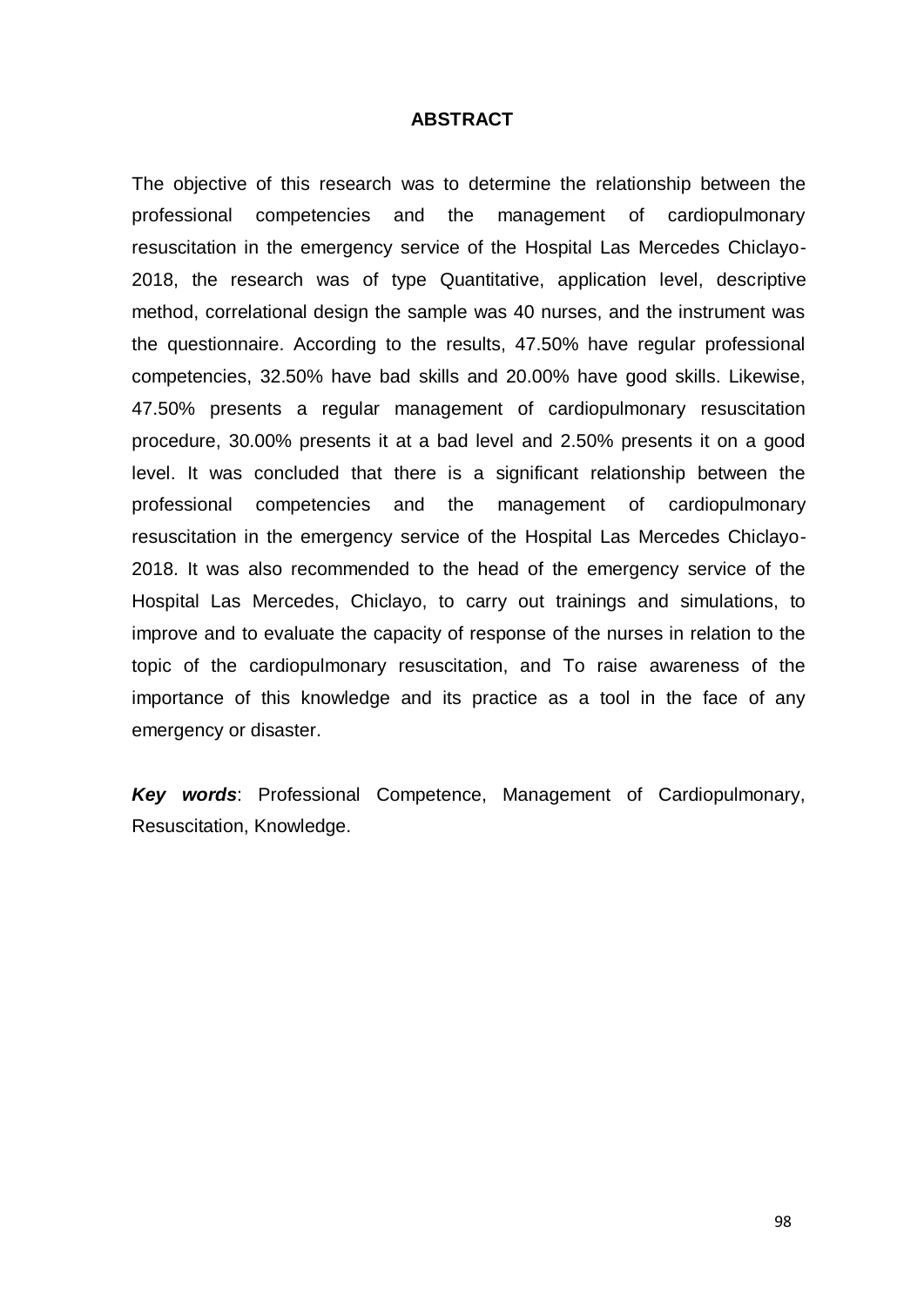## ABSTRACT

The objective of this research was to determine the relationship between the professional competencies and the management of cardiopulmonary resuscitation in the emergency service of the Hospital Las Mercedes Chiclayo-2018, the research was of type Quantitative, application level, descriptive method, correlational design the sample was 40 nurses, and the instrument was the questionnaire. According to the results, 47.50% have regular professional competencies, 32.50% have bad skills and 20.00% have good skills. Likewise, 47.50% presents a regular management of cardiopulmonary resuscitation procedure, 30.00% presents it at a bad level and 2.50% presents it on a good level. It was concluded that there is a significant relationship between the professional competencies and the management of cardiopulmonary resuscitation in the emergency service of the Hospital Las Mercedes Chiclayo-2018. It was also recommended to the head of the emergency service of the Hospital Las Mercedes, Chiclayo, to carry out trainings and simulations, to improve and to evaluate the capacity of response of the nurses in relation to the topic of the cardiopulmonary resuscitation, and To raise awareness of the importance of this knowledge and its practice as a tool in the face of any emergency or disaster.

***Key words***: Professional Competence, Management of Cardiopulmonary, Resuscitation, Knowledge.